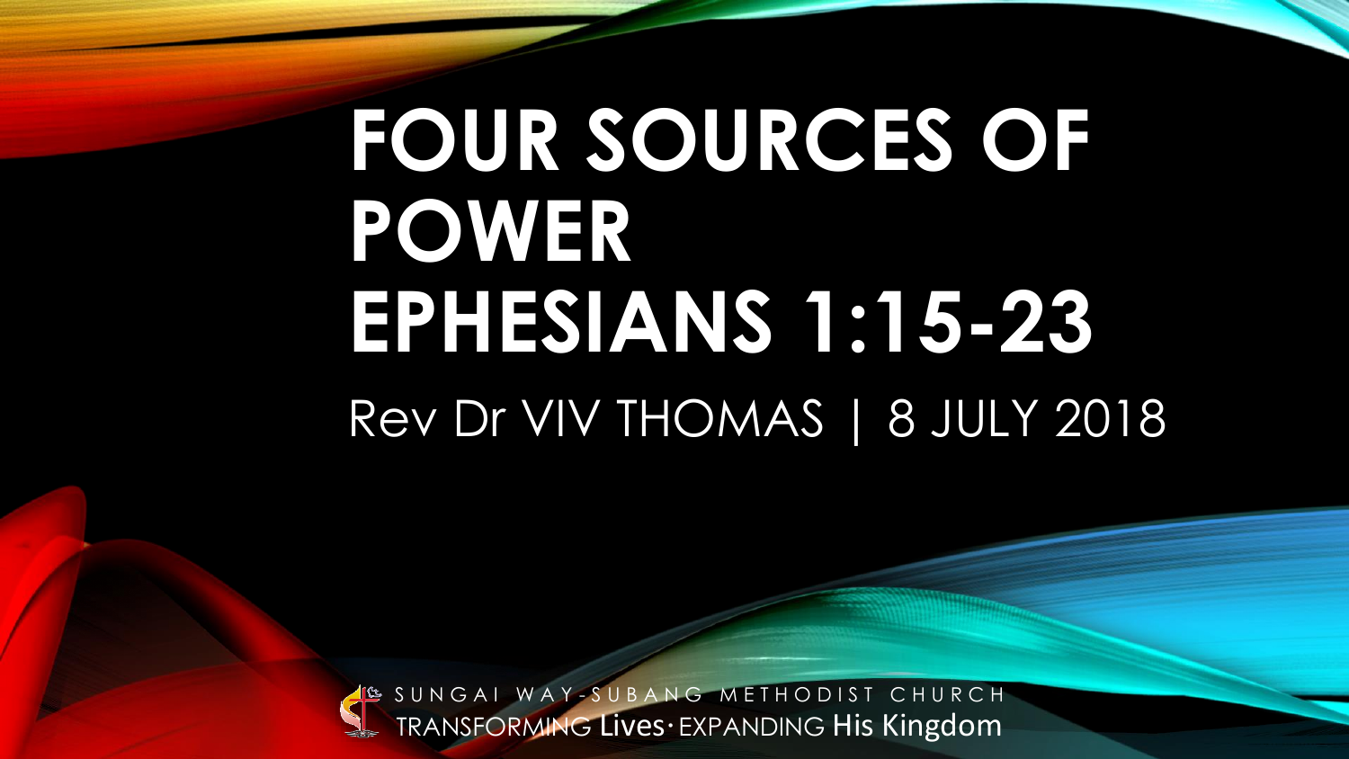# FOUR SOURCES OF POWER
# EPHESIANS 1:15-23

Rev Dr VIV THOMAS | 8 JULY 2018

SUNGAI WAY-SUBANG METHODIST CHURCH

TRANSFORMING Lives · EXPANDING His Kingdom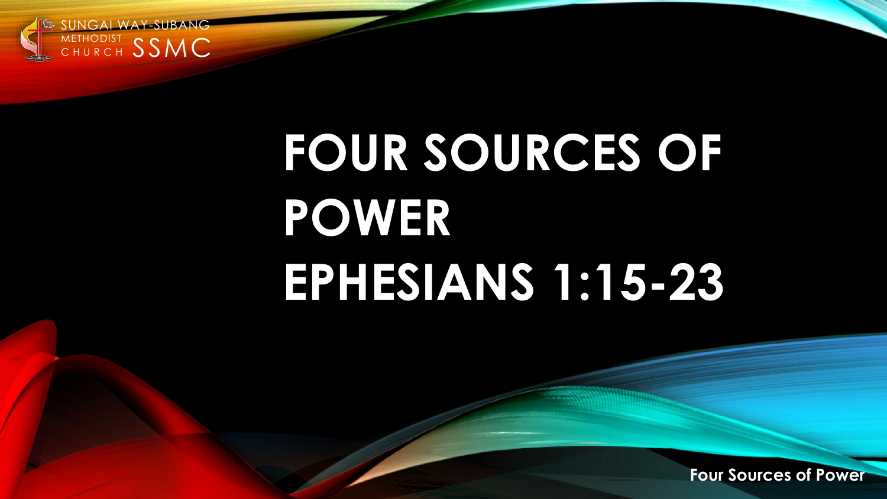# FOUR SOURCES OF POWER EPHESIANS 1:15-23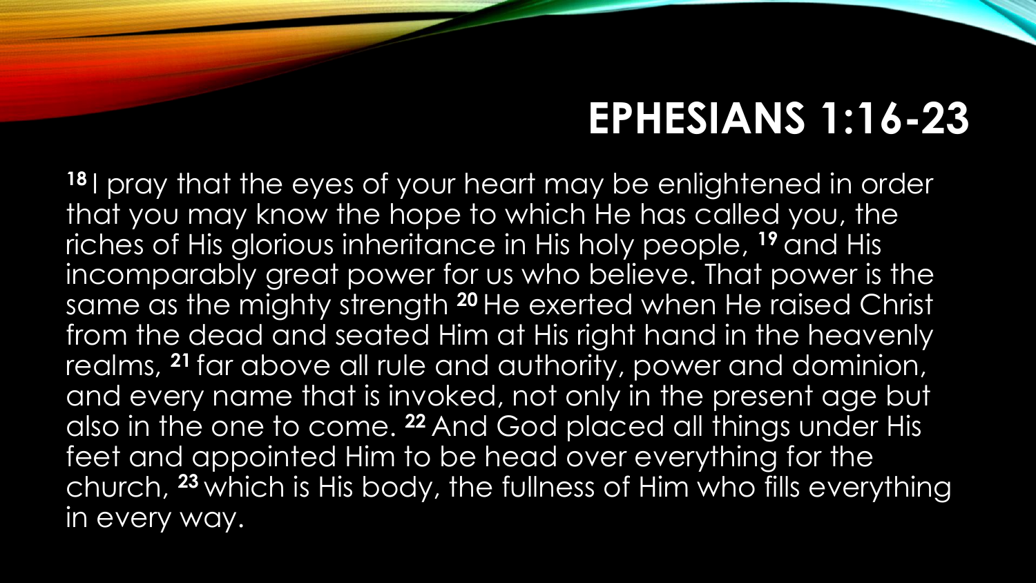# EPHESIANS 1:16-23

**18** I pray that the eyes of your heart may be enlightened in order that you may know the hope to which He has called you, the riches of His glorious inheritance in His holy people, **19** and His incomparably great power for us who believe. That power is the same as the mighty strength **20** He exerted when He raised Christ from the dead and seated Him at His right hand in the heavenly realms, **21** far above all rule and authority, power and dominion, and every name that is invoked, not only in the present age but also in the one to come. **22** And God placed all things under His feet and appointed Him to be head over everything for the church, **23** which is His body, the fullness of Him who fills everything in every way.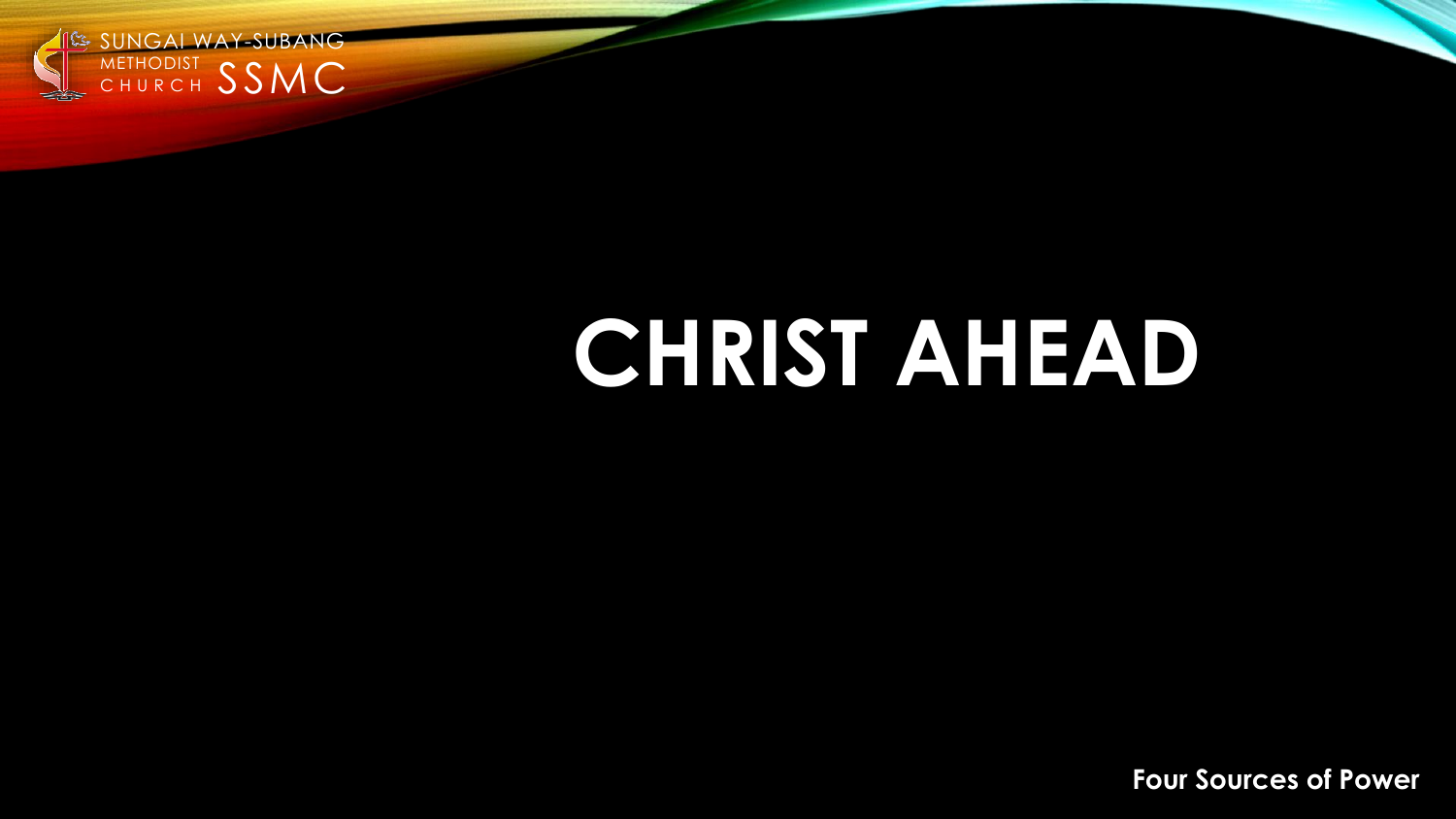# CHRIST AHEAD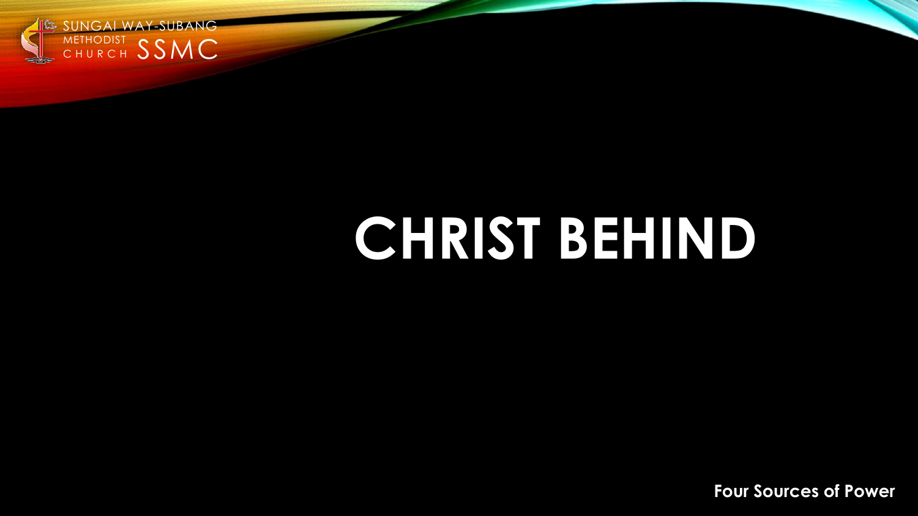# CHRIST BEHIND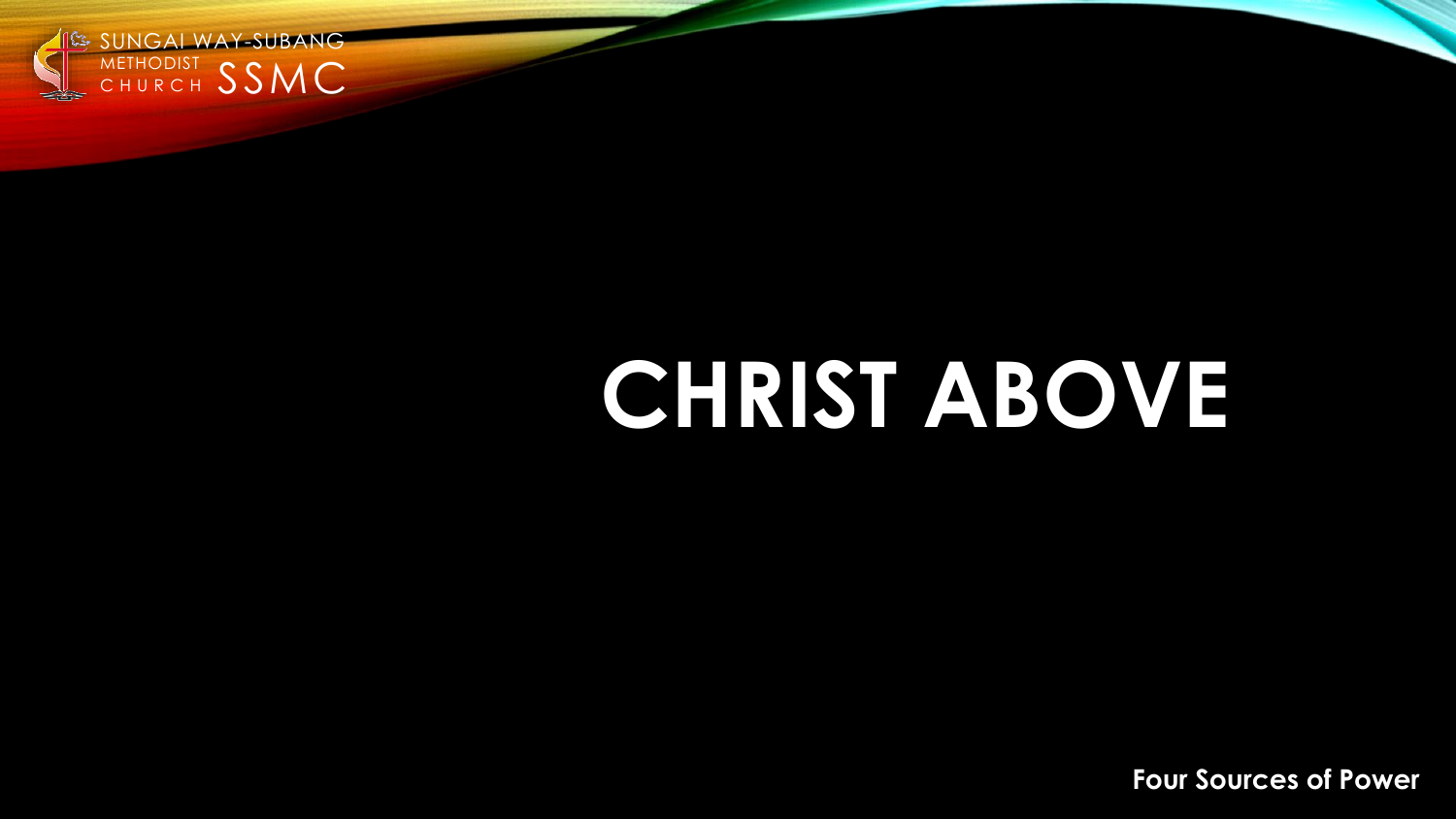# CHRIST ABOVE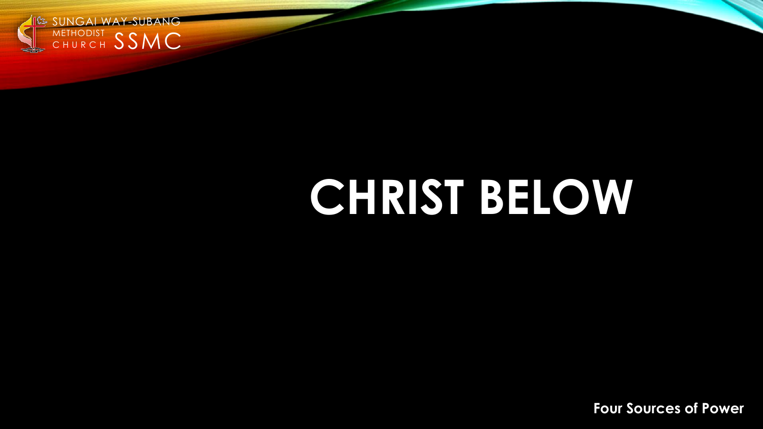# CHRIST BELOW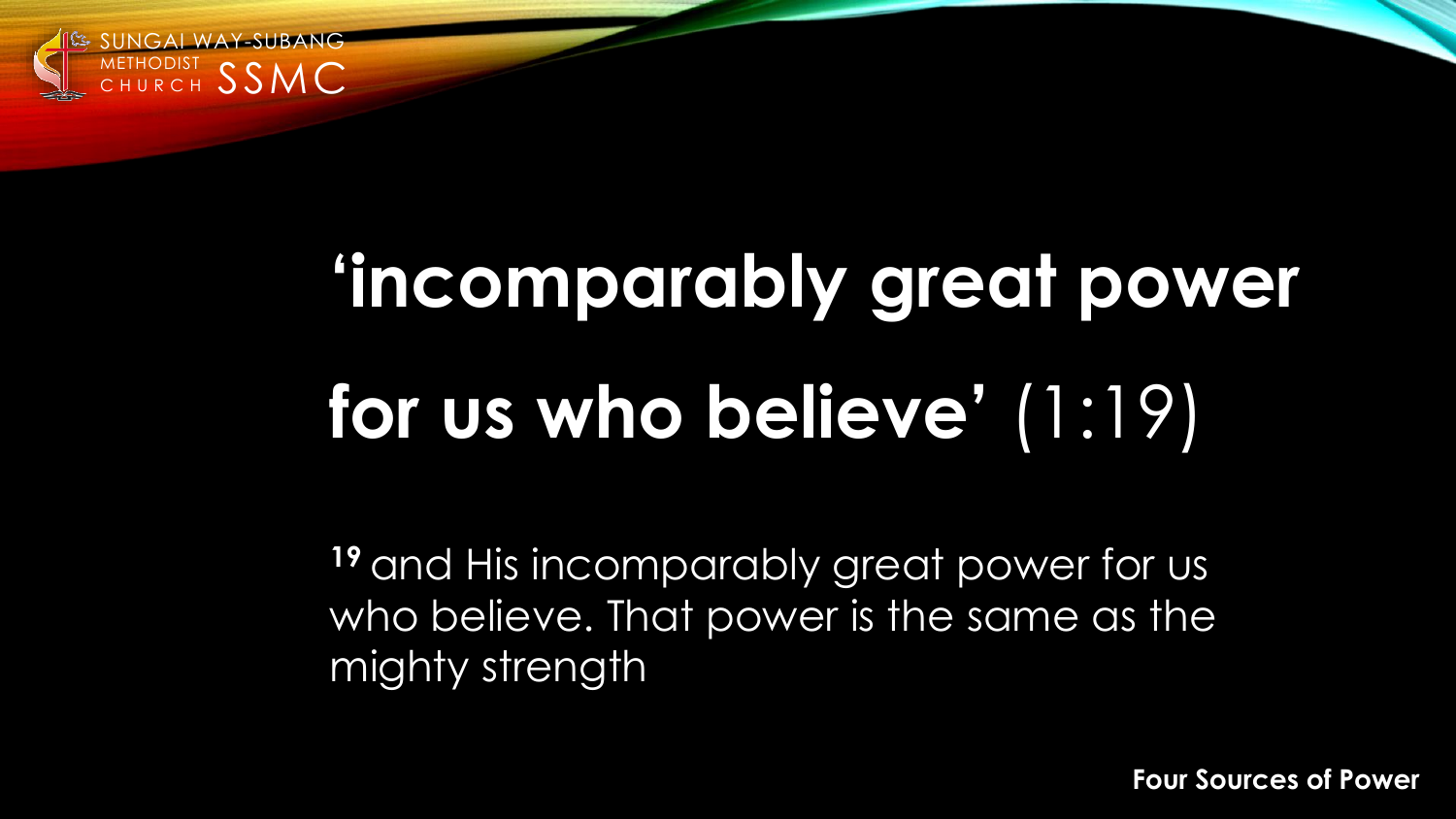# ‘incomparably great power for us who believe’ (1:19)

[19] and His incomparably great power for us who believe. That power is the same as the mighty strength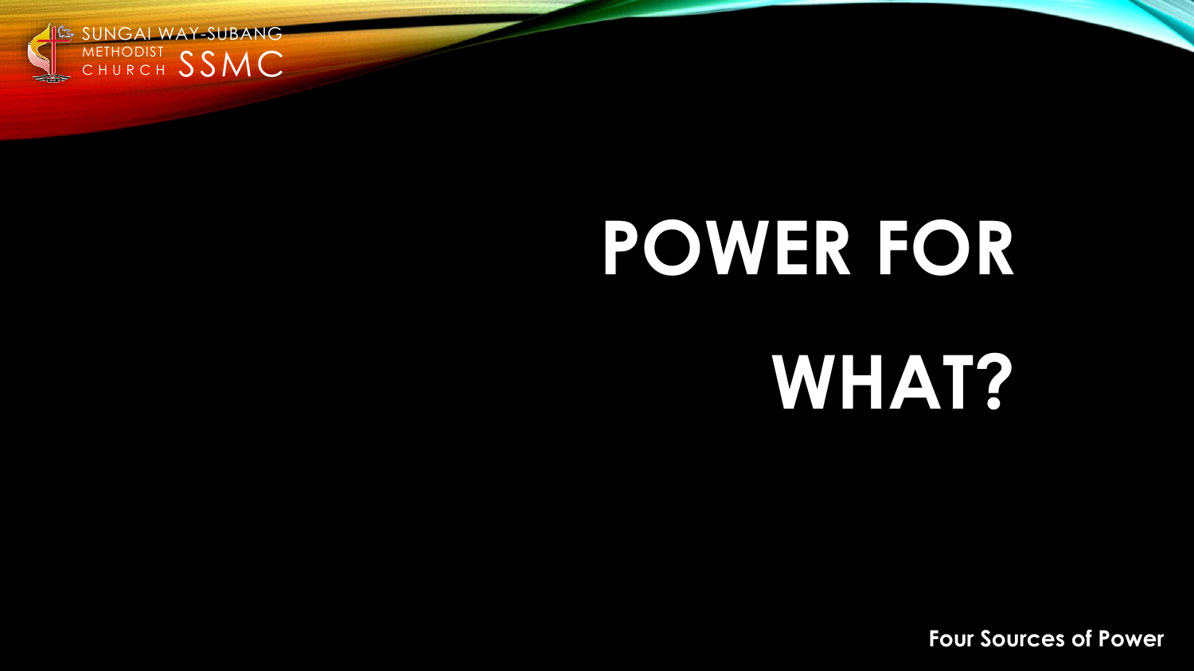# POWER FOR WHAT?

**Four Sources of Power**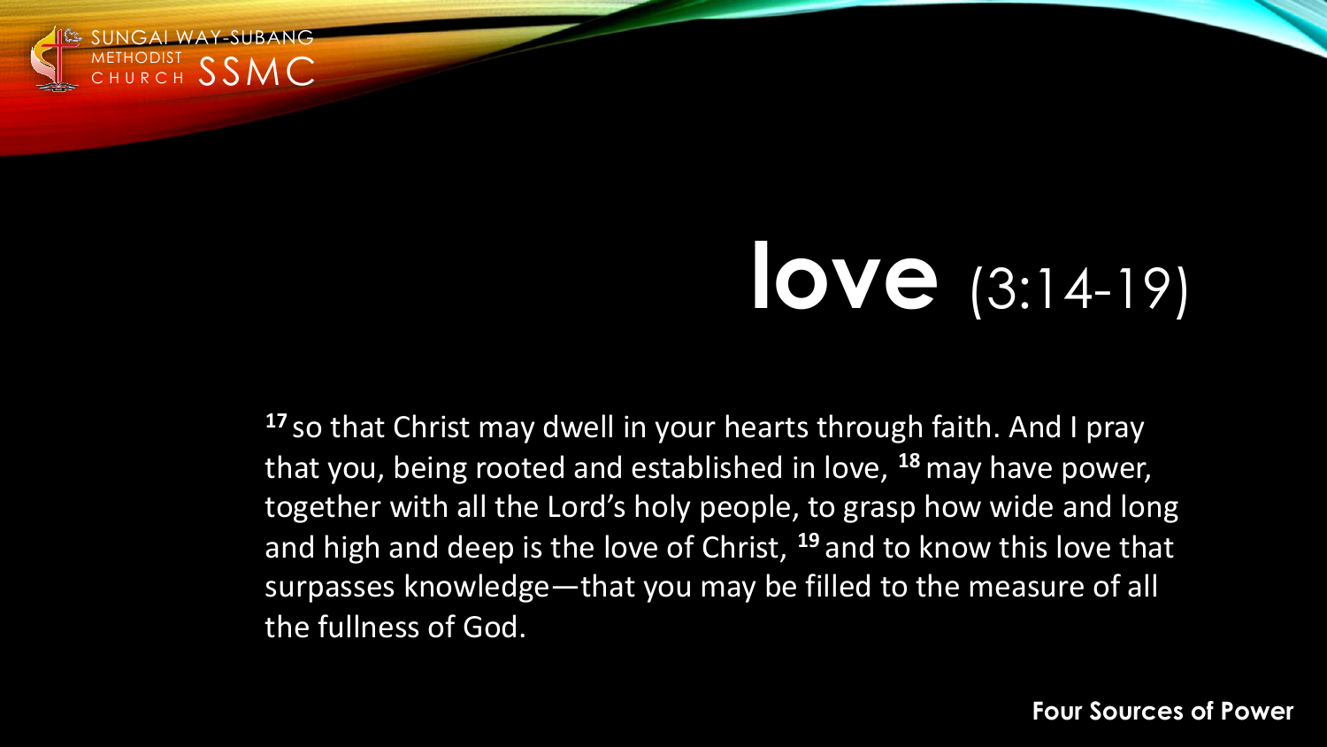# love (3:14-19)

[17] so that Christ may dwell in your hearts through faith. And I pray that you, being rooted and established in love, [18] may have power, together with all the Lord's holy people, to grasp how wide and long and high and deep is the love of Christ, [19] and to know this love that surpasses knowledge—that you may be filled to the measure of all the fullness of God.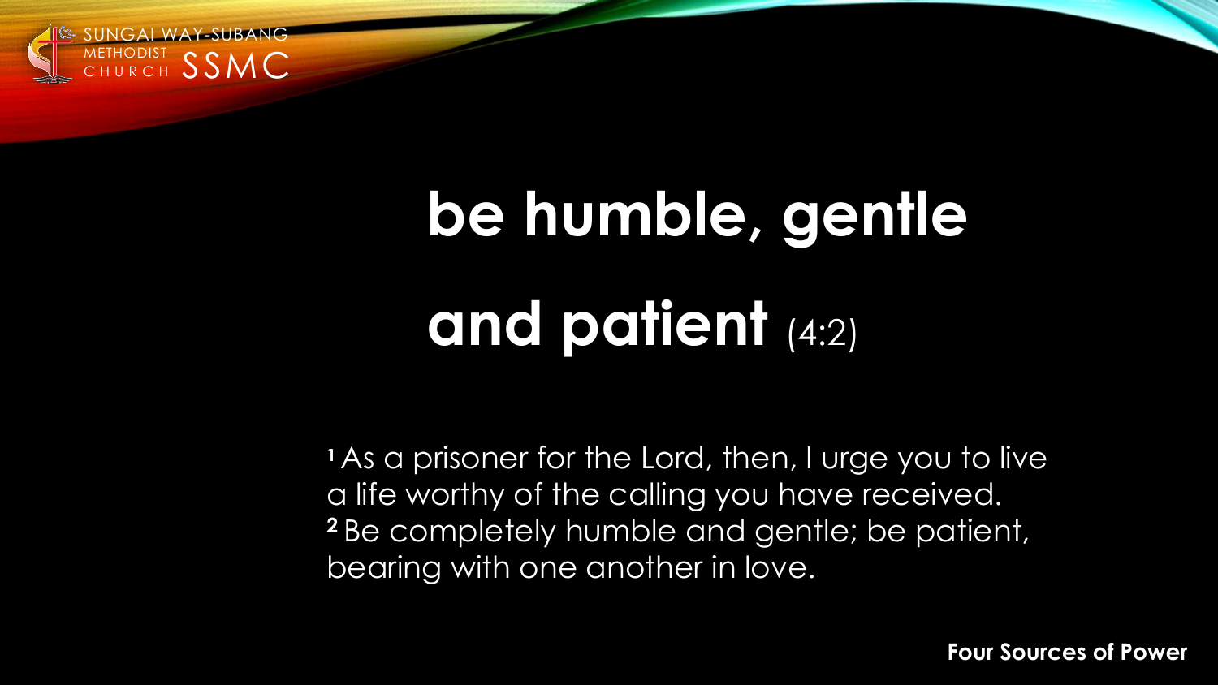# be humble, gentle and patient (4:2)

[1] As a prisoner for the Lord, then, I urge you to live a life worthy of the calling you have received. [2] Be completely humble and gentle; be patient, bearing with one another in love.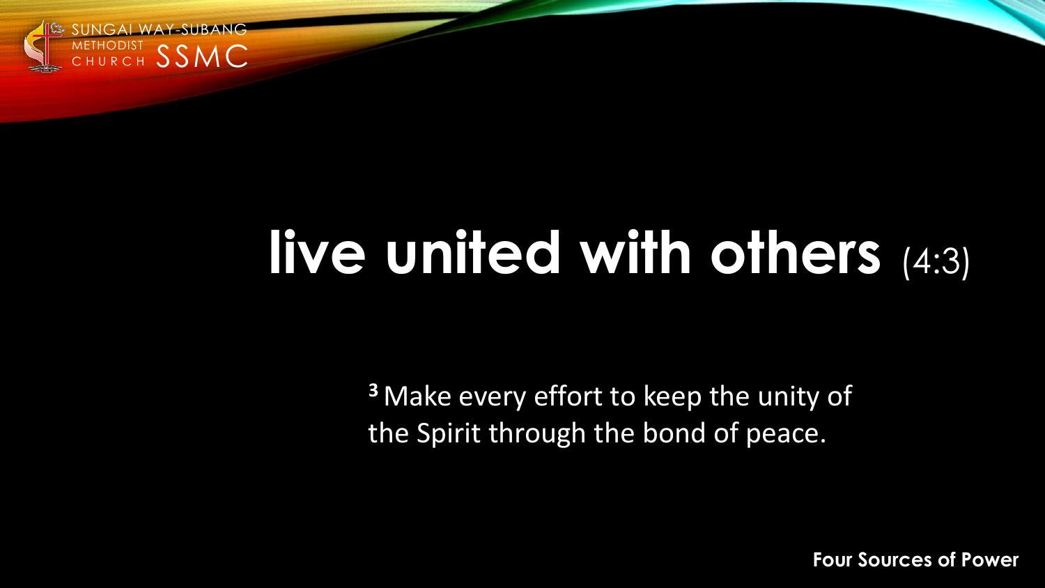# live united with others (4:3)

[3] Make every effort to keep the unity of the Spirit through the bond of peace.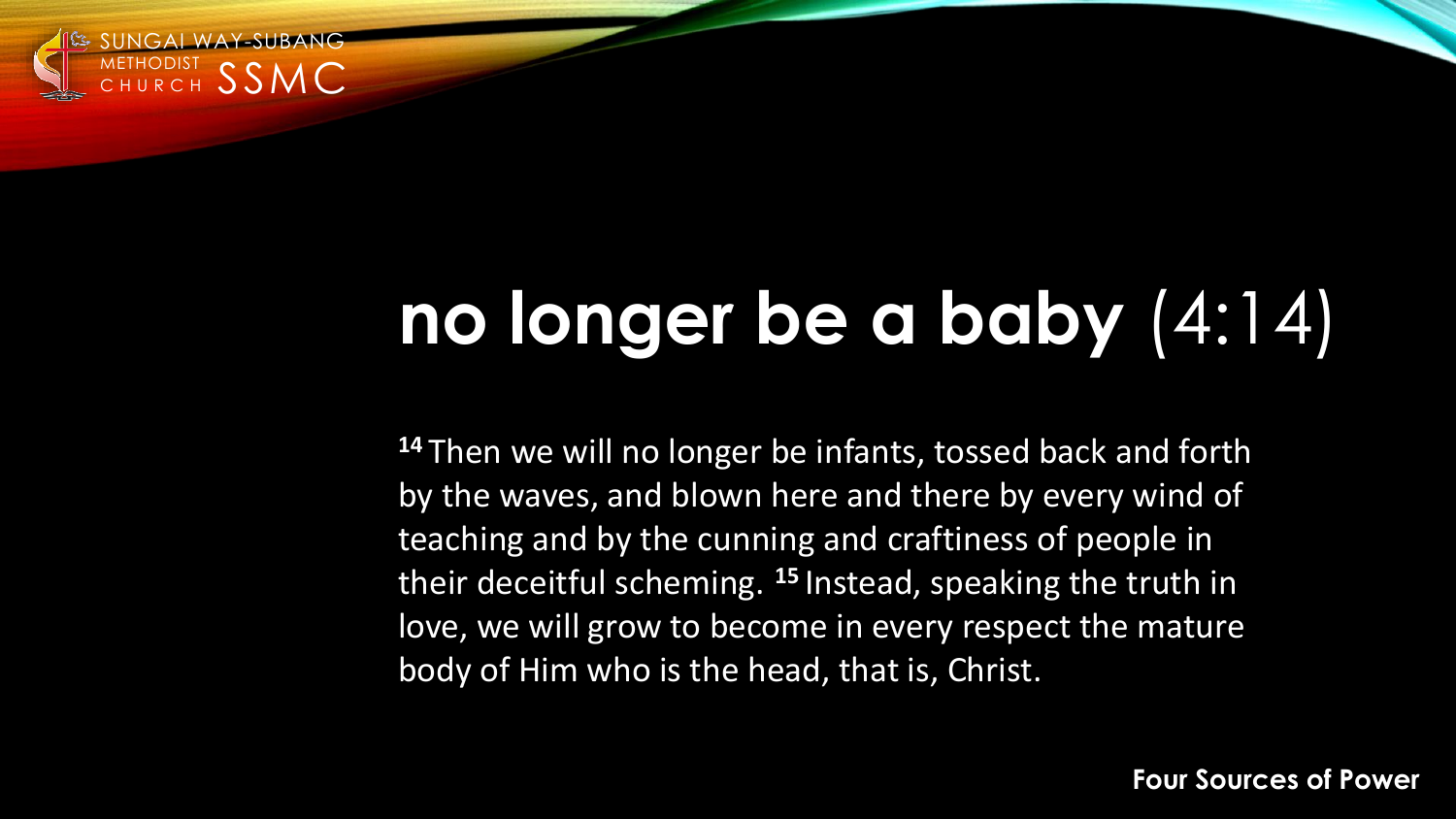# no longer be a baby (4:14)

[14] Then we will no longer be infants, tossed back and forth by the waves, and blown here and there by every wind of teaching and by the cunning and craftiness of people in their deceitful scheming. [15] Instead, speaking the truth in love, we will grow to become in every respect the mature body of Him who is the head, that is, Christ.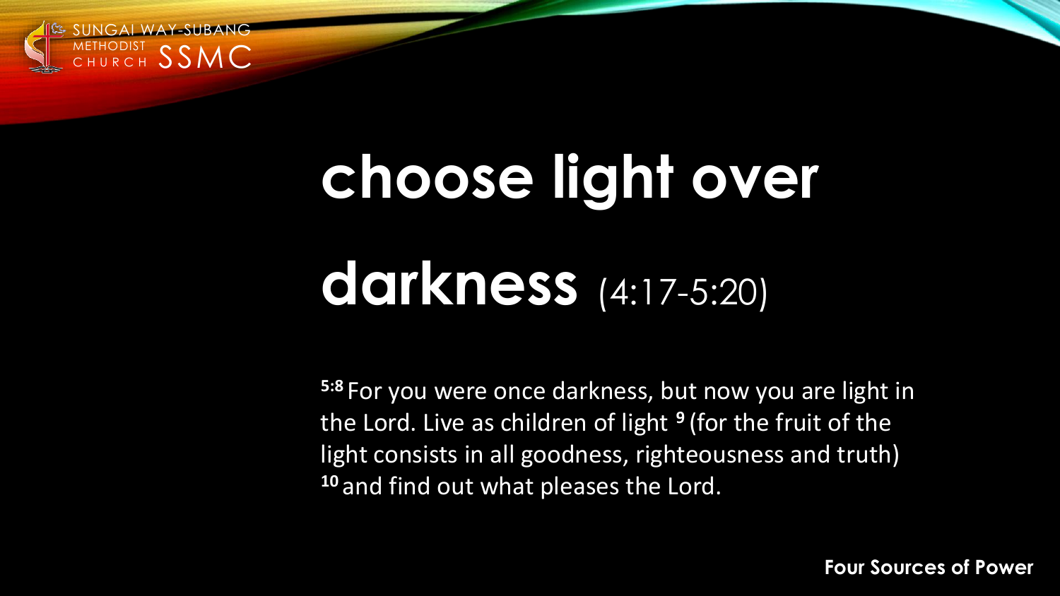# choose light over darkness (4:17-5:20)

**5:8** For you were once darkness, but now you are light in the Lord. Live as children of light **9** (for the fruit of the light consists in all goodness, righteousness and truth) **10** and find out what pleases the Lord.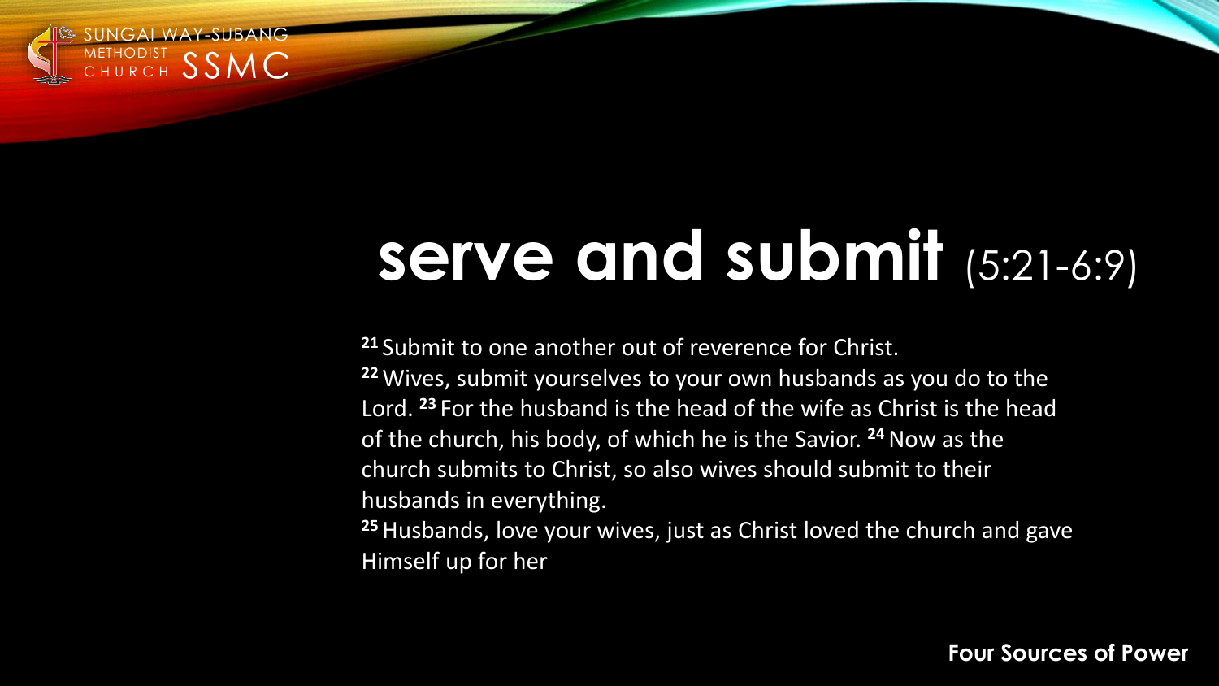# serve and submit (5:21-6:9)

[21] Submit to one another out of reverence for Christ.
[22] Wives, submit yourselves to your own husbands as you do to the Lord. [23] For the husband is the head of the wife as Christ is the head of the church, his body, of which he is the Savior. [24] Now as the church submits to Christ, so also wives should submit to their husbands in everything.
[25] Husbands, love your wives, just as Christ loved the church and gave Himself up for her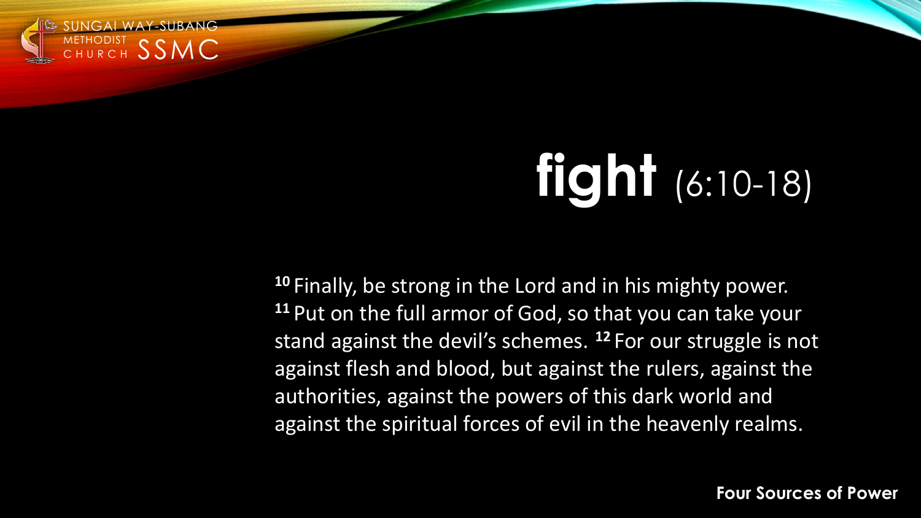# fight (6:10-18)

[10] Finally, be strong in the Lord and in his mighty power. [11] Put on the full armor of God, so that you can take your stand against the devil's schemes. [12] For our struggle is not against flesh and blood, but against the rulers, against the authorities, against the powers of this dark world and against the spiritual forces of evil in the heavenly realms.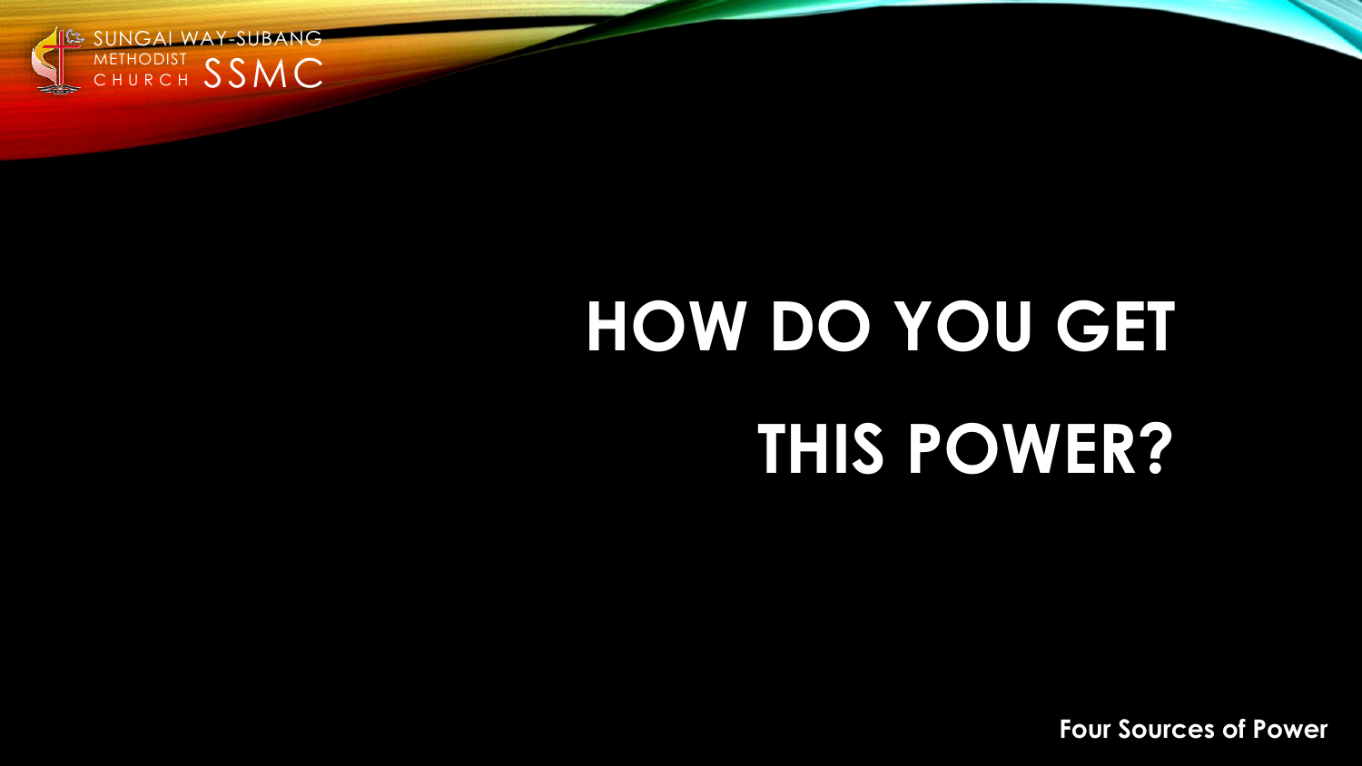# HOW DO YOU GET THIS POWER?

Four Sources of Power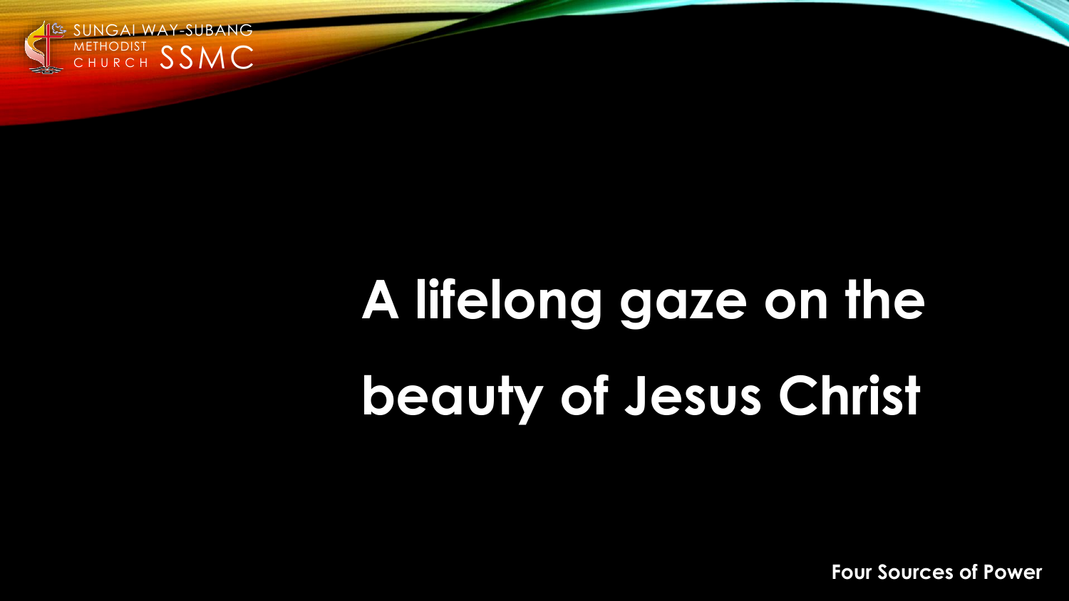# A lifelong gaze on the beauty of Jesus Christ